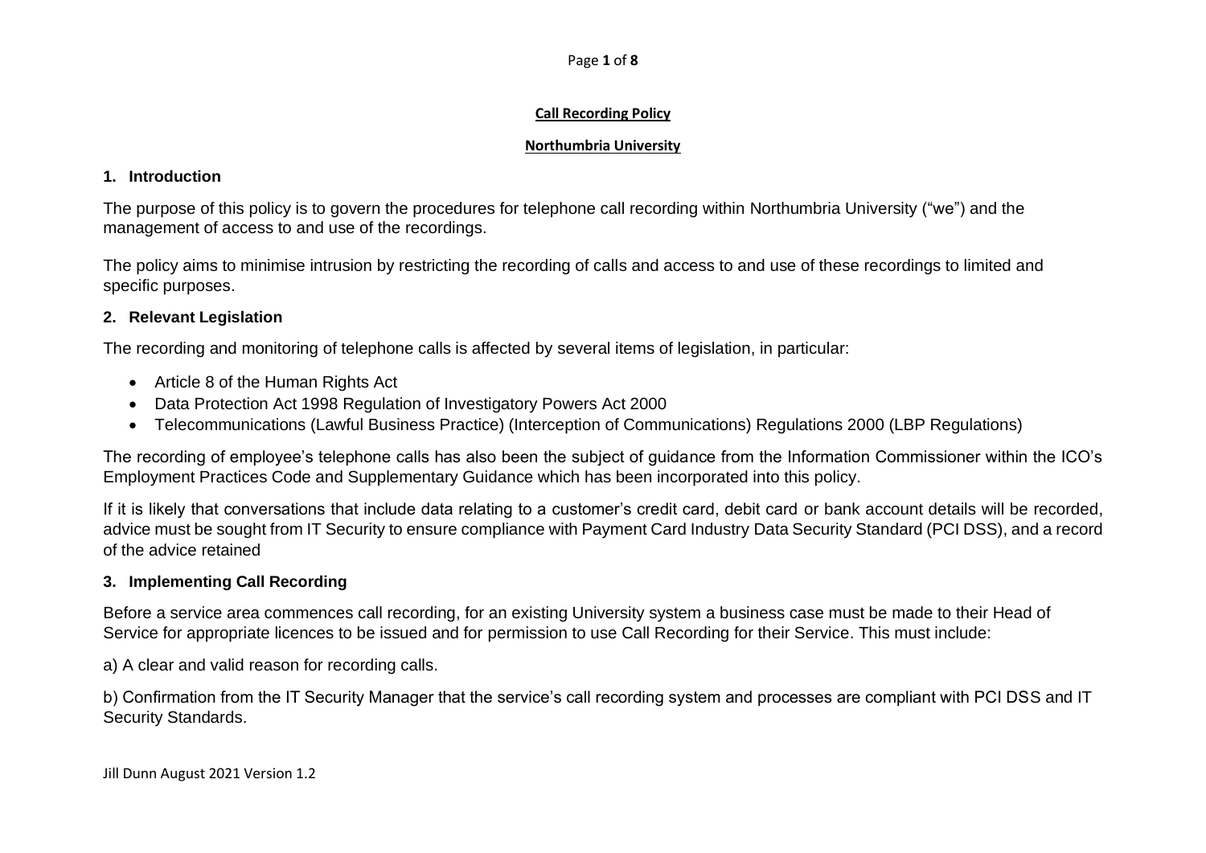**Call Recording Policy**

**Northumbria University**

## 1. Introduction

The purpose of this policy is to govern the procedures for telephone call recording within Northumbria University ("we") and the management of access to and use of the recordings.

The policy aims to minimise intrusion by restricting the recording of calls and access to and use of these recordings to limited and specific purposes.

## 2. Relevant Legislation

The recording and monitoring of telephone calls is affected by several items of legislation, in particular:

- Article 8 of the Human Rights Act
- Data Protection Act 1998 Regulation of Investigatory Powers Act 2000
- Telecommunications (Lawful Business Practice) (Interception of Communications) Regulations 2000 (LBP Regulations)

The recording of employee's telephone calls has also been the subject of guidance from the Information Commissioner within the ICO's Employment Practices Code and Supplementary Guidance which has been incorporated into this policy.

If it is likely that conversations that include data relating to a customer's credit card, debit card or bank account details will be recorded, advice must be sought from IT Security to ensure compliance with Payment Card Industry Data Security Standard (PCI DSS), and a record of the advice retained

## 3. Implementing Call Recording

Before a service area commences call recording, for an existing University system a business case must be made to their Head of Service for appropriate licences to be issued and for permission to use Call Recording for their Service. This must include:

a) A clear and valid reason for recording calls.

b) Confirmation from the IT Security Manager that the service's call recording system and processes are compliant with PCI DSS and IT Security Standards.

Jill Dunn August 2021 Version 1.2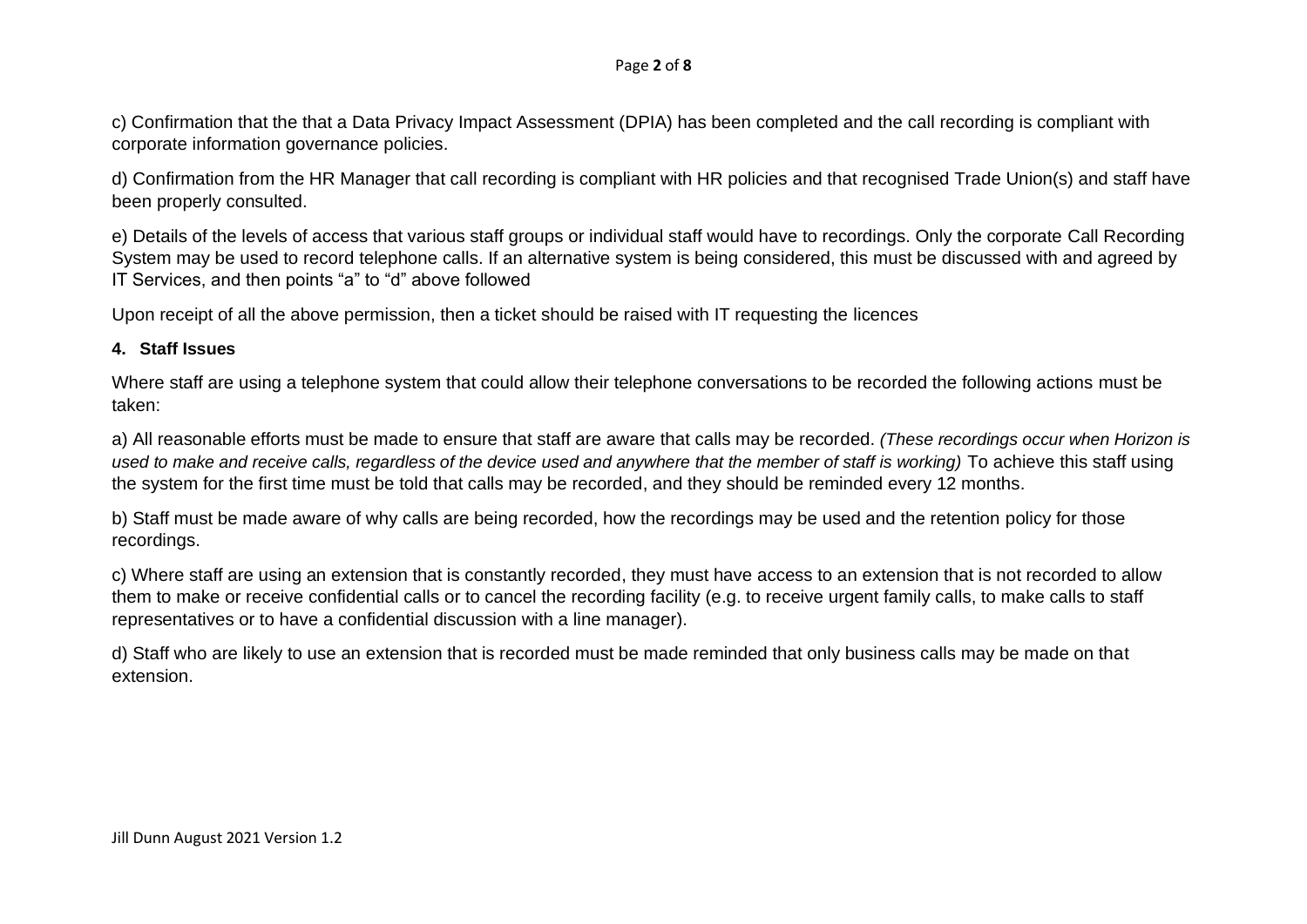c) Confirmation that the that a Data Privacy Impact Assessment (DPIA) has been completed and the call recording is compliant with corporate information governance policies.

d) Confirmation from the HR Manager that call recording is compliant with HR policies and that recognised Trade Union(s) and staff have been properly consulted.

e) Details of the levels of access that various staff groups or individual staff would have to recordings. Only the corporate Call Recording System may be used to record telephone calls. If an alternative system is being considered, this must be discussed with and agreed by IT Services, and then points "a" to "d" above followed

Upon receipt of all the above permission, then a ticket should be raised with IT requesting the licences

**4. Staff Issues**

Where staff are using a telephone system that could allow their telephone conversations to be recorded the following actions must be taken:

a) All reasonable efforts must be made to ensure that staff are aware that calls may be recorded. *(These recordings occur when Horizon is used to make and receive calls, regardless of the device used and anywhere that the member of staff is working)* To achieve this staff using the system for the first time must be told that calls may be recorded, and they should be reminded every 12 months.

b) Staff must be made aware of why calls are being recorded, how the recordings may be used and the retention policy for those recordings.

c) Where staff are using an extension that is constantly recorded, they must have access to an extension that is not recorded to allow them to make or receive confidential calls or to cancel the recording facility (e.g. to receive urgent family calls, to make calls to staff representatives or to have a confidential discussion with a line manager).

d) Staff who are likely to use an extension that is recorded must be made reminded that only business calls may be made on that extension.

Jill Dunn August 2021 Version 1.2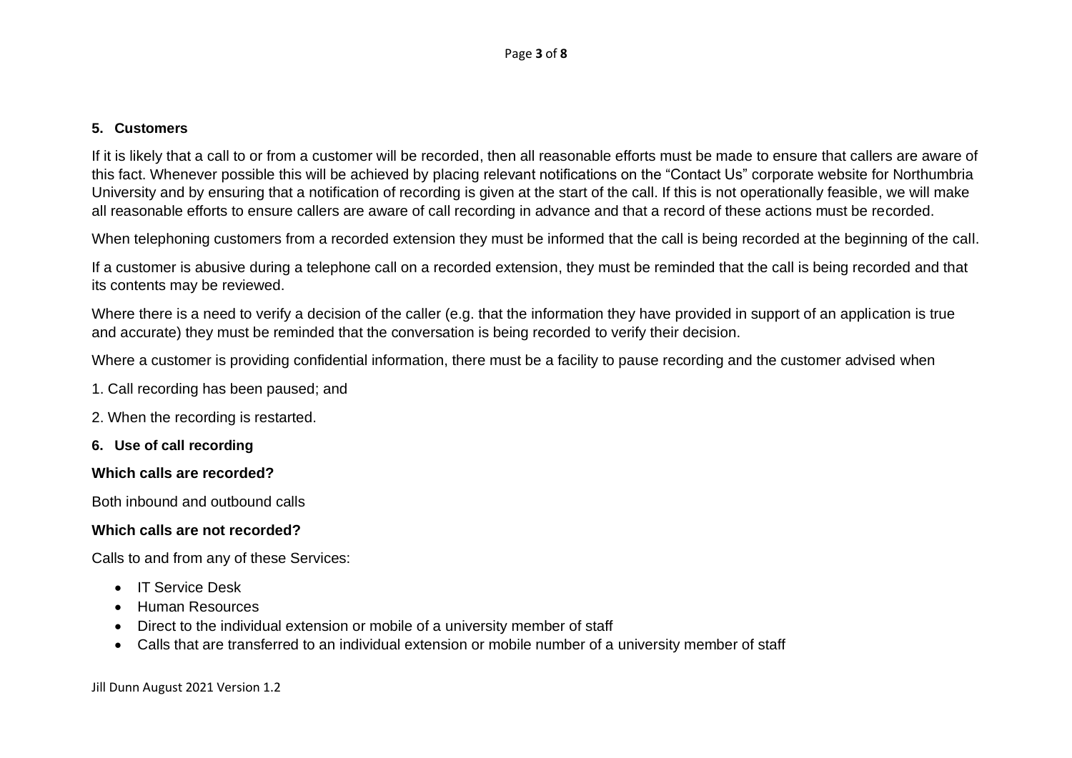## 5. Customers

If it is likely that a call to or from a customer will be recorded, then all reasonable efforts must be made to ensure that callers are aware of this fact. Whenever possible this will be achieved by placing relevant notifications on the "Contact Us" corporate website for Northumbria University and by ensuring that a notification of recording is given at the start of the call. If this is not operationally feasible, we will make all reasonable efforts to ensure callers are aware of call recording in advance and that a record of these actions must be recorded.

When telephoning customers from a recorded extension they must be informed that the call is being recorded at the beginning of the call.

If a customer is abusive during a telephone call on a recorded extension, they must be reminded that the call is being recorded and that its contents may be reviewed.

Where there is a need to verify a decision of the caller (e.g. that the information they have provided in support of an application is true and accurate) they must be reminded that the conversation is being recorded to verify their decision.

Where a customer is providing confidential information, there must be a facility to pause recording and the customer advised when

1. Call recording has been paused; and

2. When the recording is restarted.

## 6. Use of call recording

**Which calls are recorded?**

Both inbound and outbound calls

**Which calls are not recorded?**

Calls to and from any of these Services:

- IT Service Desk
- Human Resources
- Direct to the individual extension or mobile of a university member of staff
- Calls that are transferred to an individual extension or mobile number of a university member of staff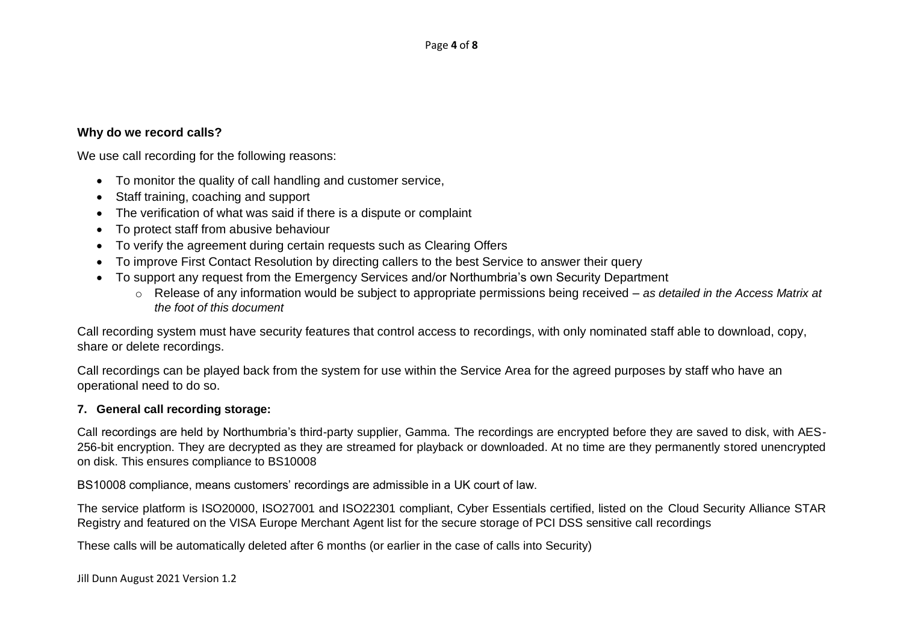**Why do we record calls?**

We use call recording for the following reasons:

- To monitor the quality of call handling and customer service,
- Staff training, coaching and support
- The verification of what was said if there is a dispute or complaint
- To protect staff from abusive behaviour
- To verify the agreement during certain requests such as Clearing Offers
- To improve First Contact Resolution by directing callers to the best Service to answer their query
- To support any request from the Emergency Services and/or Northumbria's own Security Department
    - Release of any information would be subject to appropriate permissions being received – *as detailed in the Access Matrix at the foot of this document*

Call recording system must have security features that control access to recordings, with only nominated staff able to download, copy, share or delete recordings.

Call recordings can be played back from the system for use within the Service Area for the agreed purposes by staff who have an operational need to do so.

**7. General call recording storage:**

Call recordings are held by Northumbria's third-party supplier, Gamma. The recordings are encrypted before they are saved to disk, with AES-256-bit encryption. They are decrypted as they are streamed for playback or downloaded. At no time are they permanently stored unencrypted on disk. This ensures compliance to BS10008

BS10008 compliance, means customers' recordings are admissible in a UK court of law.

The service platform is ISO20000, ISO27001 and ISO22301 compliant, Cyber Essentials certified, listed on the Cloud Security Alliance STAR Registry and featured on the VISA Europe Merchant Agent list for the secure storage of PCI DSS sensitive call recordings

These calls will be automatically deleted after 6 months (or earlier in the case of calls into Security)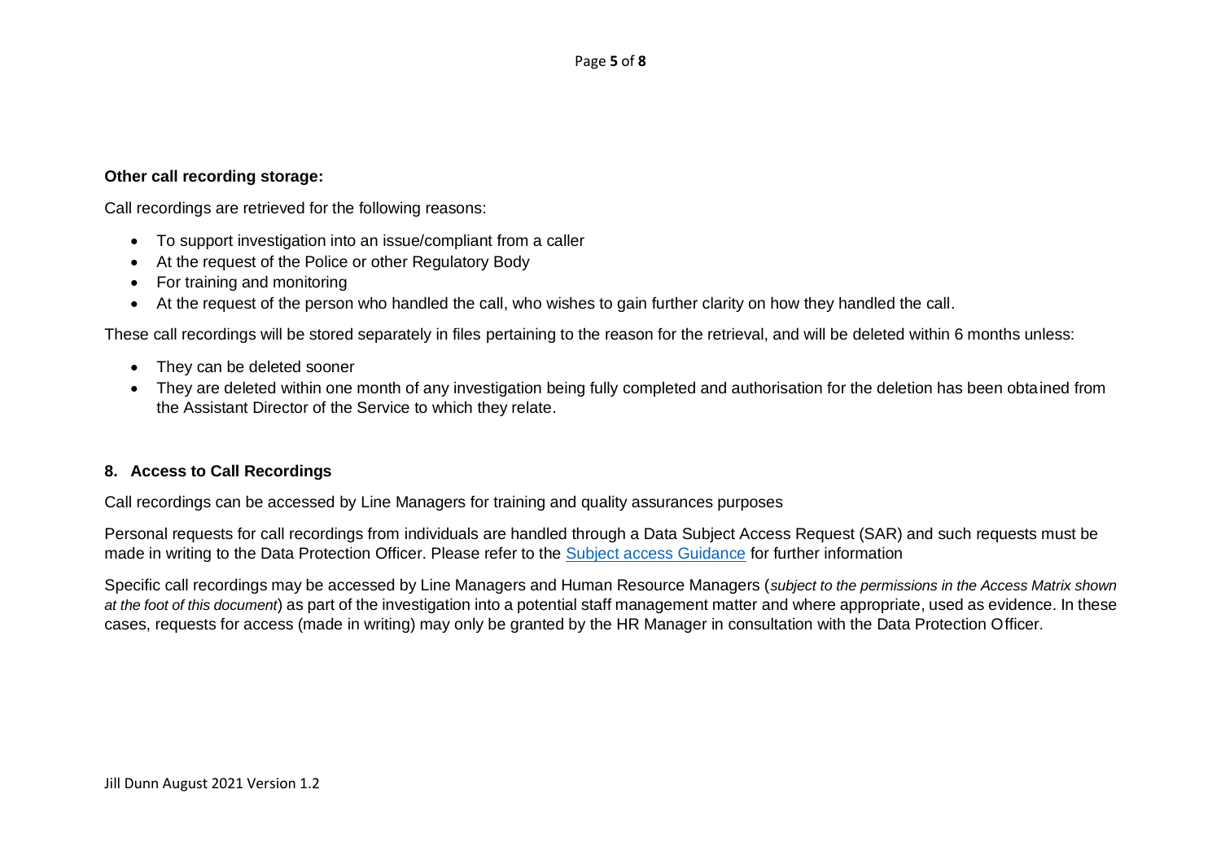**Other call recording storage:**

Call recordings are retrieved for the following reasons:

- To support investigation into an issue/compliant from a caller
- At the request of the Police or other Regulatory Body
- For training and monitoring
- At the request of the person who handled the call, who wishes to gain further clarity on how they handled the call.

These call recordings will be stored separately in files pertaining to the reason for the retrieval, and will be deleted within 6 months unless:

- They can be deleted sooner
- They are deleted within one month of any investigation being fully completed and authorisation for the deletion has been obtained from the Assistant Director of the Service to which they relate.

## 8. Access to Call Recordings

Call recordings can be accessed by Line Managers for training and quality assurances purposes

Personal requests for call recordings from individuals are handled through a Data Subject Access Request (SAR) and such requests must be made in writing to the Data Protection Officer. Please refer to the [Subject access Guidance] for further information

Specific call recordings may be accessed by Line Managers and Human Resource Managers (*subject to the permissions in the Access Matrix shown at the foot of this document*) as part of the investigation into a potential staff management matter and where appropriate, used as evidence. In these cases, requests for access (made in writing) may only be granted by the HR Manager in consultation with the Data Protection Officer.

Jill Dunn August 2021 Version 1.2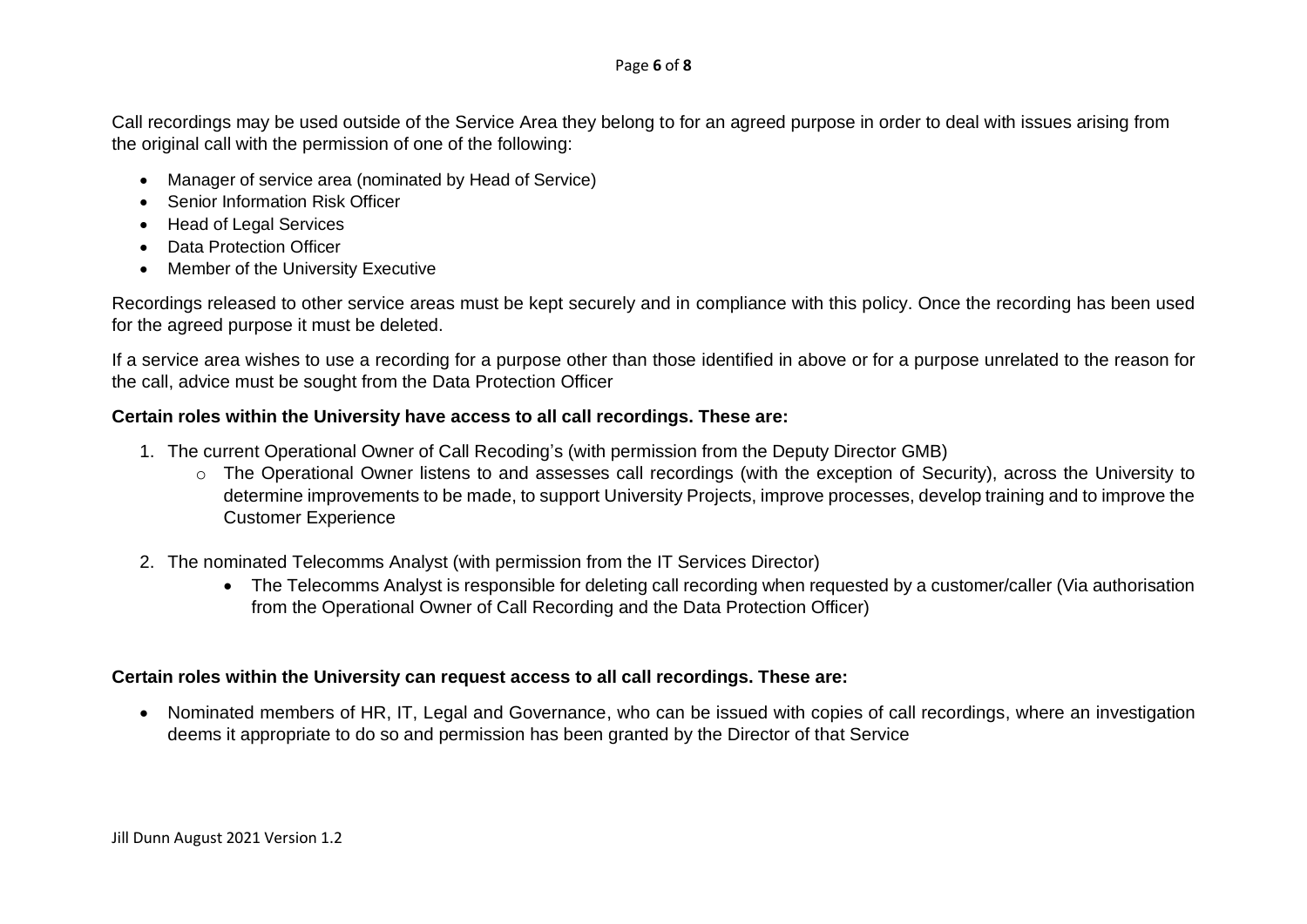Call recordings may be used outside of the Service Area they belong to for an agreed purpose in order to deal with issues arising from the original call with the permission of one of the following:

- Manager of service area (nominated by Head of Service)
- Senior Information Risk Officer
- Head of Legal Services
- Data Protection Officer
- Member of the University Executive

Recordings released to other service areas must be kept securely and in compliance with this policy. Once the recording has been used for the agreed purpose it must be deleted.

If a service area wishes to use a recording for a purpose other than those identified in above or for a purpose unrelated to the reason for the call, advice must be sought from the Data Protection Officer

**Certain roles within the University have access to all call recordings. These are:**

1. The current Operational Owner of Call Recoding's (with permission from the Deputy Director GMB)
    - The Operational Owner listens to and assesses call recordings (with the exception of Security), across the University to determine improvements to be made, to support University Projects, improve processes, develop training and to improve the Customer Experience

2. The nominated Telecomms Analyst (with permission from the IT Services Director)
    - The Telecomms Analyst is responsible for deleting call recording when requested by a customer/caller (Via authorisation from the Operational Owner of Call Recording and the Data Protection Officer)

**Certain roles within the University can request access to all call recordings. These are:**

- Nominated members of HR, IT, Legal and Governance, who can be issued with copies of call recordings, where an investigation deems it appropriate to do so and permission has been granted by the Director of that Service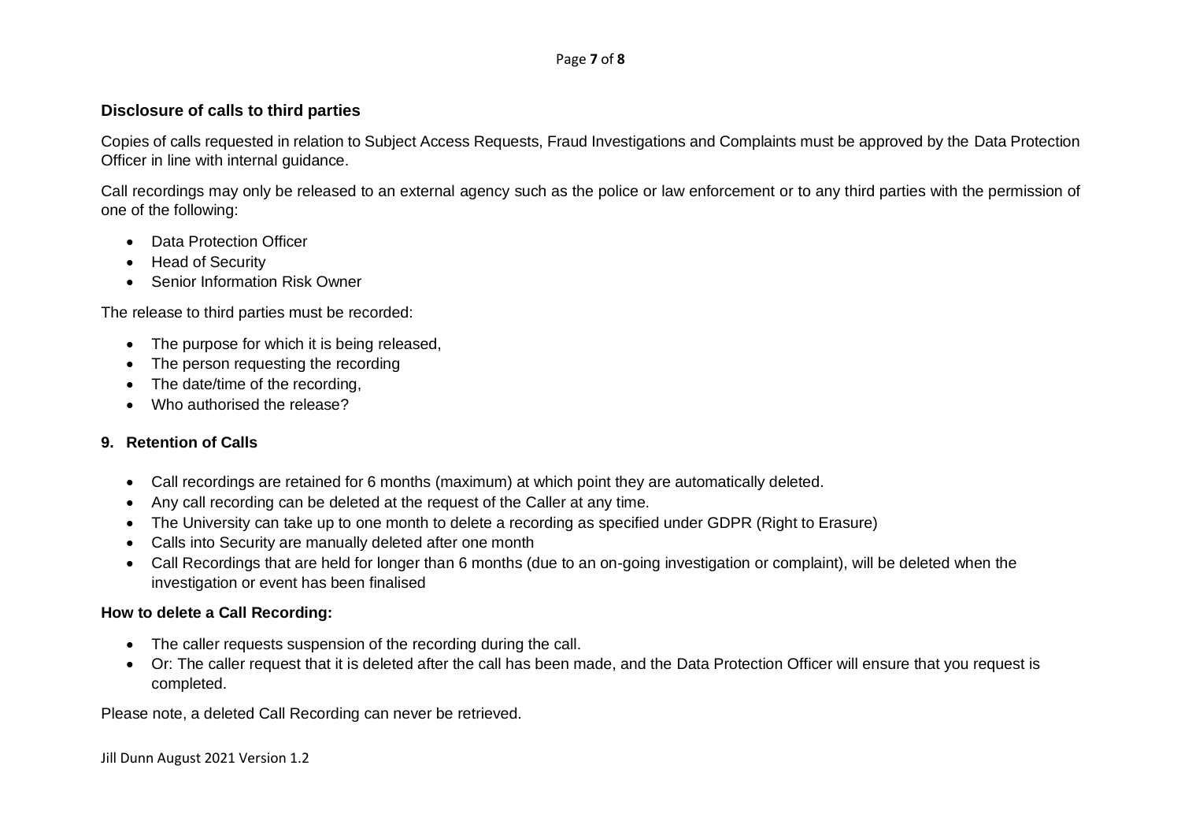**Disclosure of calls to third parties**

Copies of calls requested in relation to Subject Access Requests, Fraud Investigations and Complaints must be approved by the Data Protection Officer in line with internal guidance.

Call recordings may only be released to an external agency such as the police or law enforcement or to any third parties with the permission of one of the following:

- Data Protection Officer
- Head of Security
- Senior Information Risk Owner

The release to third parties must be recorded:

- The purpose for which it is being released,
- The person requesting the recording
- The date/time of the recording,
- Who authorised the release?

## 9. Retention of Calls

- Call recordings are retained for 6 months (maximum) at which point they are automatically deleted.
- Any call recording can be deleted at the request of the Caller at any time.
- The University can take up to one month to delete a recording as specified under GDPR (Right to Erasure)
- Calls into Security are manually deleted after one month
- Call Recordings that are held for longer than 6 months (due to an on-going investigation or complaint), will be deleted when the investigation or event has been finalised

**How to delete a Call Recording:**

- The caller requests suspension of the recording during the call.
- Or: The caller request that it is deleted after the call has been made, and the Data Protection Officer will ensure that you request is completed.

Please note, a deleted Call Recording can never be retrieved.

Jill Dunn August 2021 Version 1.2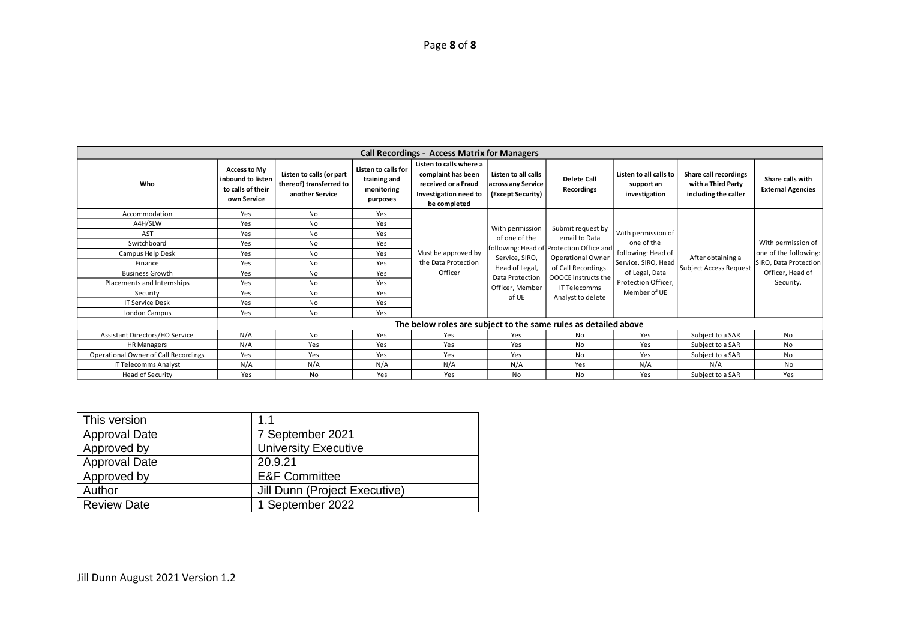| Call Recordings - Access Matrix for Managers | | | | | | | | | | |
|---|---|---|---|---|---|---|---|---|---|---|
| Who | Access to My inbound to listen to calls of their own Service | Listen to calls (or part thereof) transferred to another Service | Listen to calls for training and monitoring purposes | Listen to calls where a complaint has been received or a Fraud Investigation need to be completed | Listen to all calls across any Service (Except Security) | Delete Call Recordings | Listen to all calls to support an investigation | Share call recordings with a Third Party including the caller | Share calls with External Agencies |
| Accommodation | Yes | No | Yes | Must be approved by the Data Protection Officer | With permission of one of the following: Head of Service, SIRO, Head of Legal, Data Protection Officer, Member of UE | Submit request by email to Data Protection Office and Operational Owner of Call Recordings. OOOCE instructs the IT Telecomms Analyst to delete | With permission of one of the following: Head of Service, SIRO, Head of Legal, Data Protection Officer, Member of UE | After obtaining a Subject Access Request | With permission of one of the following: SIRO, Data Protection Officer, Head of Security. |
| A4H/SLW | Yes | No | Yes | | | | | | |
| AST | Yes | No | Yes | | | | | | |
| Switchboard | Yes | No | Yes | | | | | | |
| Campus Help Desk | Yes | No | Yes | | | | | | |
| Finance | Yes | No | Yes | | | | | | |
| Business Growth | Yes | No | Yes | | | | | | |
| Placements and Internships | Yes | No | Yes | | | | | | |
| Security | Yes | No | Yes | | | | | | |
| IT Service Desk | Yes | No | Yes | | | | | | |
| London Campus | Yes | No | Yes | | | | | | |
| | The below roles are subject to the same rules as detailed above | | | | | | | | |
| Assistant Directors/HO Service | N/A | No | Yes | Yes | Yes | No | Yes | Subject to a SAR | No |
| HR Managers | N/A | Yes | Yes | Yes | Yes | No | Yes | Subject to a SAR | No |
| Operational Owner of Call Recordings | Yes | Yes | Yes | Yes | Yes | No | Yes | Subject to a SAR | No |
| IT Telecomms Analyst | N/A | N/A | N/A | N/A | N/A | Yes | N/A | N/A | No |
| Head of Security | Yes | No | Yes | Yes | No | No | Yes | Subject to a SAR | Yes |

| | |
|---|---|
| This version | 1.1 |
| Approval Date | 7 September 2021 |
| Approved by | University Executive |
| Approval Date | 20.9.21 |
| Approved by | E&F Committee |
| Author | Jill Dunn (Project Executive) |
| Review Date | 1 September 2022 |

Jill Dunn August 2021 Version 1.2